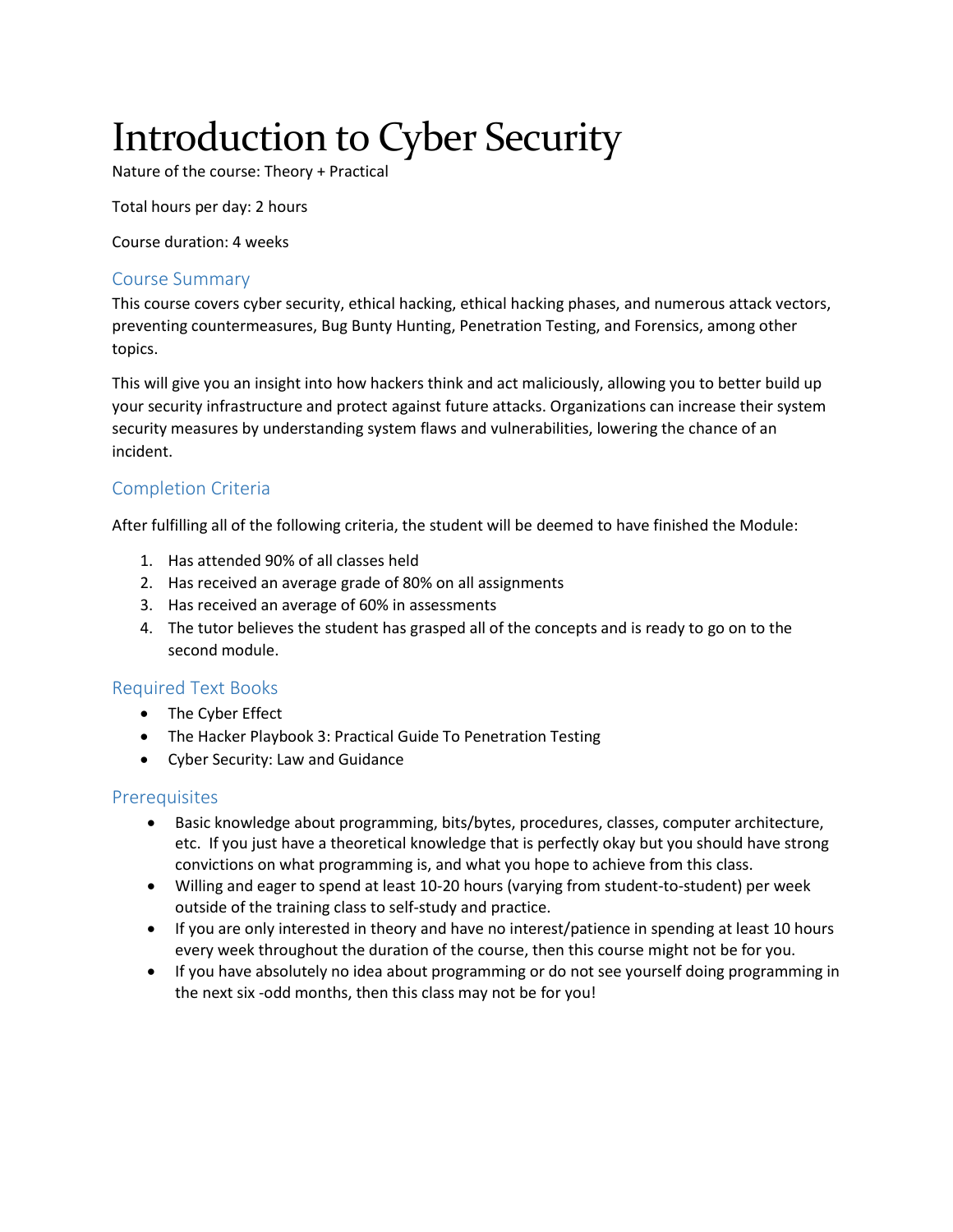# Introduction to Cyber Security

Nature of the course: Theory + Practical

Total hours per day: 2 hours

Course duration: 4 weeks

## Course Summary

This course covers cyber security, ethical hacking, ethical hacking phases, and numerous attack vectors, preventing countermeasures, Bug Bunty Hunting, Penetration Testing, and Forensics, among other topics.

This will give you an insight into how hackers think and act maliciously, allowing you to better build up your security infrastructure and protect against future attacks. Organizations can increase their system security measures by understanding system flaws and vulnerabilities, lowering the chance of an incident.

## Completion Criteria

After fulfilling all of the following criteria, the student will be deemed to have finished the Module:

1. Has attended 90% of all classes held
2. Has received an average grade of 80% on all assignments
3. Has received an average of 60% in assessments
4. The tutor believes the student has grasped all of the concepts and is ready to go on to the second module.

## Required Text Books

- The Cyber Effect
- The Hacker Playbook 3: Practical Guide To Penetration Testing
- Cyber Security: Law and Guidance

## Prerequisites

- Basic knowledge about programming, bits/bytes, procedures, classes, computer architecture, etc. If you just have a theoretical knowledge that is perfectly okay but you should have strong convictions on what programming is, and what you hope to achieve from this class.
- Willing and eager to spend at least 10-20 hours (varying from student-to-student) per week outside of the training class to self-study and practice.
- If you are only interested in theory and have no interest/patience in spending at least 10 hours every week throughout the duration of the course, then this course might not be for you.
- If you have absolutely no idea about programming or do not see yourself doing programming in the next six -odd months, then this class may not be for you!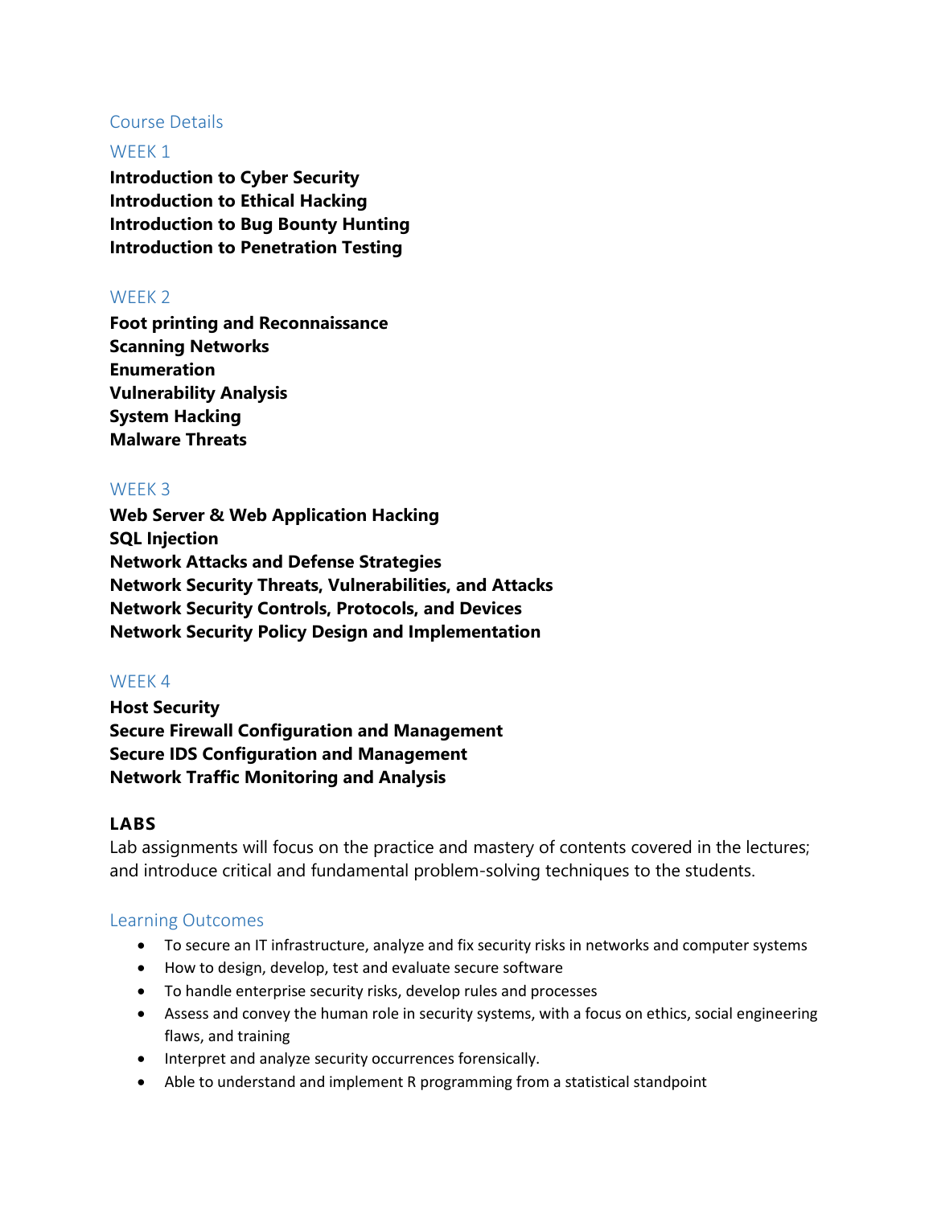## Course Details

### WEEK 1

**Introduction to Cyber Security**
**Introduction to Ethical Hacking**
**Introduction to Bug Bounty Hunting**
**Introduction to Penetration Testing**

### WEEK 2

**Foot printing and Reconnaissance**
**Scanning Networks**
**Enumeration**
**Vulnerability Analysis**
**System Hacking**
**Malware Threats**

### WEEK 3

**Web Server & Web Application Hacking**
**SQL Injection**
**Network Attacks and Defense Strategies**
**Network Security Threats, Vulnerabilities, and Attacks**
**Network Security Controls, Protocols, and Devices**
**Network Security Policy Design and Implementation**

### WEEK 4

**Host Security**
**Secure Firewall Configuration and Management**
**Secure IDS Configuration and Management**
**Network Traffic Monitoring and Analysis**

### LABS

Lab assignments will focus on the practice and mastery of contents covered in the lectures; and introduce critical and fundamental problem-solving techniques to the students.

## Learning Outcomes

- To secure an IT infrastructure, analyze and fix security risks in networks and computer systems
- How to design, develop, test and evaluate secure software
- To handle enterprise security risks, develop rules and processes
- Assess and convey the human role in security systems, with a focus on ethics, social engineering flaws, and training
- Interpret and analyze security occurrences forensically.
- Able to understand and implement R programming from a statistical standpoint